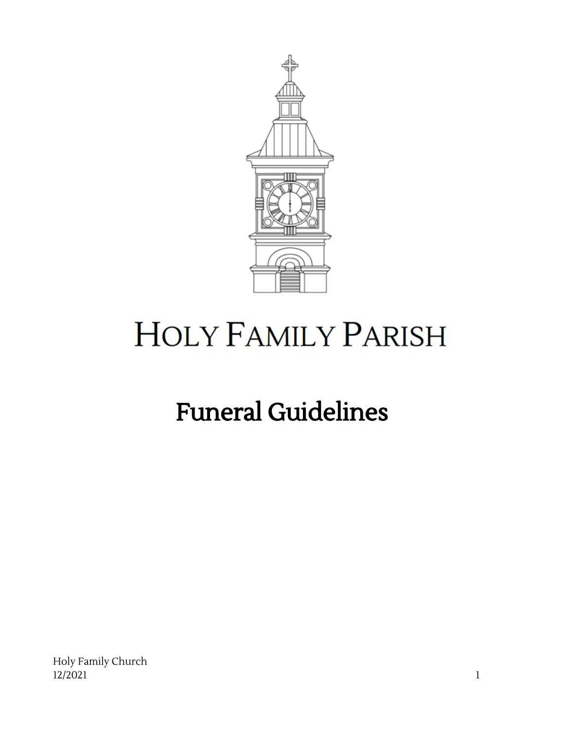# HOLY FAMILY PARISH

# Funeral Guidelines

Holy Family Church
12/2021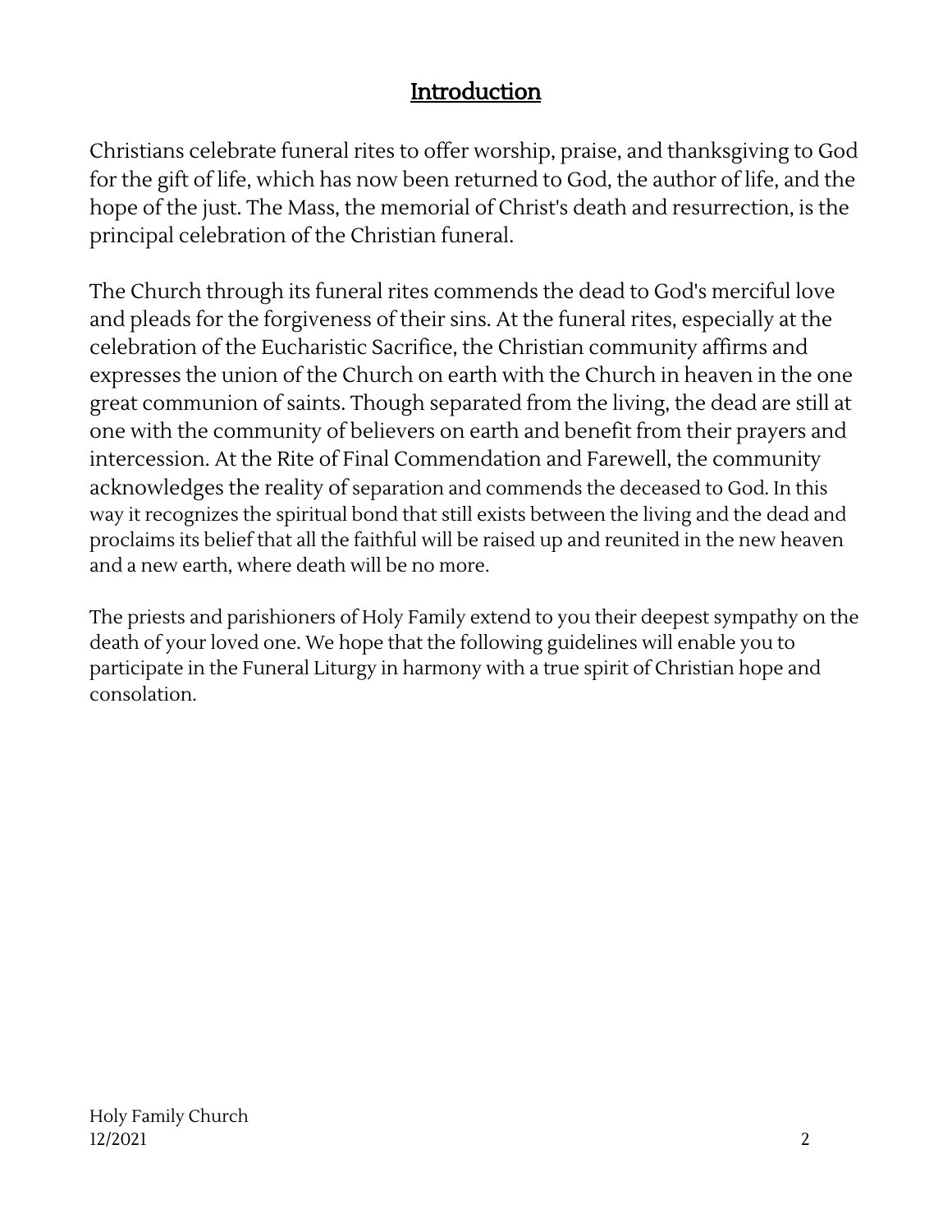## Introduction

Christians celebrate funeral rites to offer worship, praise, and thanksgiving to God for the gift of life, which has now been returned to God, the author of life, and the hope of the just. The Mass, the memorial of Christ's death and resurrection, is the principal celebration of the Christian funeral.

The Church through its funeral rites commends the dead to God's merciful love and pleads for the forgiveness of their sins. At the funeral rites, especially at the celebration of the Eucharistic Sacrifice, the Christian community affirms and expresses the union of the Church on earth with the Church in heaven in the one great communion of saints. Though separated from the living, the dead are still at one with the community of believers on earth and benefit from their prayers and intercession. At the Rite of Final Commendation and Farewell, the community acknowledges the reality of separation and commends the deceased to God. In this way it recognizes the spiritual bond that still exists between the living and the dead and proclaims its belief that all the faithful will be raised up and reunited in the new heaven and a new earth, where death will be no more.

The priests and parishioners of Holy Family extend to you their deepest sympathy on the death of your loved one. We hope that the following guidelines will enable you to participate in the Funeral Liturgy in harmony with a true spirit of Christian hope and consolation.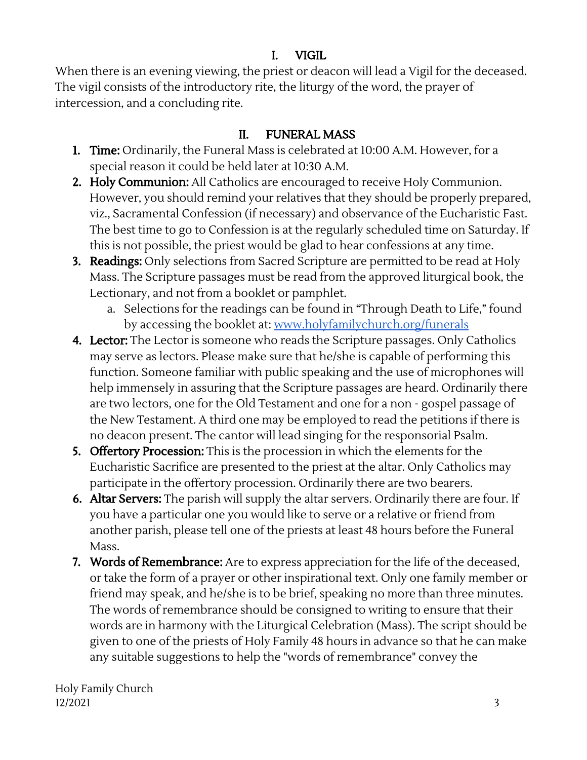## I. VIGIL

When there is an evening viewing, the priest or deacon will lead a Vigil for the deceased. The vigil consists of the introductory rite, the liturgy of the word, the prayer of intercession, and a concluding rite.

## II. FUNERAL MASS

1. **Time:** Ordinarily, the Funeral Mass is celebrated at 10:00 A.M. However, for a special reason it could be held later at 10:30 A.M.
2. **Holy Communion:** All Catholics are encouraged to receive Holy Communion. However, you should remind your relatives that they should be properly prepared, viz., Sacramental Confession (if necessary) and observance of the Eucharistic Fast. The best time to go to Confession is at the regularly scheduled time on Saturday. If this is not possible, the priest would be glad to hear confessions at any time.
3. **Readings:** Only selections from Sacred Scripture are permitted to be read at Holy Mass. The Scripture passages must be read from the approved liturgical book, the Lectionary, and not from a booklet or pamphlet.
   a. Selections for the readings can be found in "Through Death to Life," found by accessing the booklet at: [www.holyfamilychurch.org/funerals](http://www.holyfamilychurch.org/funerals)
4. **Lector:** The Lector is someone who reads the Scripture passages. Only Catholics may serve as lectors. Please make sure that he/she is capable of performing this function. Someone familiar with public speaking and the use of microphones will help immensely in assuring that the Scripture passages are heard. Ordinarily there are two lectors, one for the Old Testament and one for a non - gospel passage of the New Testament. A third one may be employed to read the petitions if there is no deacon present. The cantor will lead singing for the responsorial Psalm.
5. **Offertory Procession:** This is the procession in which the elements for the Eucharistic Sacrifice are presented to the priest at the altar. Only Catholics may participate in the offertory procession. Ordinarily there are two bearers.
6. **Altar Servers:** The parish will supply the altar servers. Ordinarily there are four. If you have a particular one you would like to serve or a relative or friend from another parish, please tell one of the priests at least 48 hours before the Funeral Mass.
7. **Words of Remembrance:** Are to express appreciation for the life of the deceased, or take the form of a prayer or other inspirational text. Only one family member or friend may speak, and he/she is to be brief, speaking no more than three minutes. The words of remembrance should be consigned to writing to ensure that their words are in harmony with the Liturgical Celebration (Mass). The script should be given to one of the priests of Holy Family 48 hours in advance so that he can make any suitable suggestions to help the "words of remembrance" convey the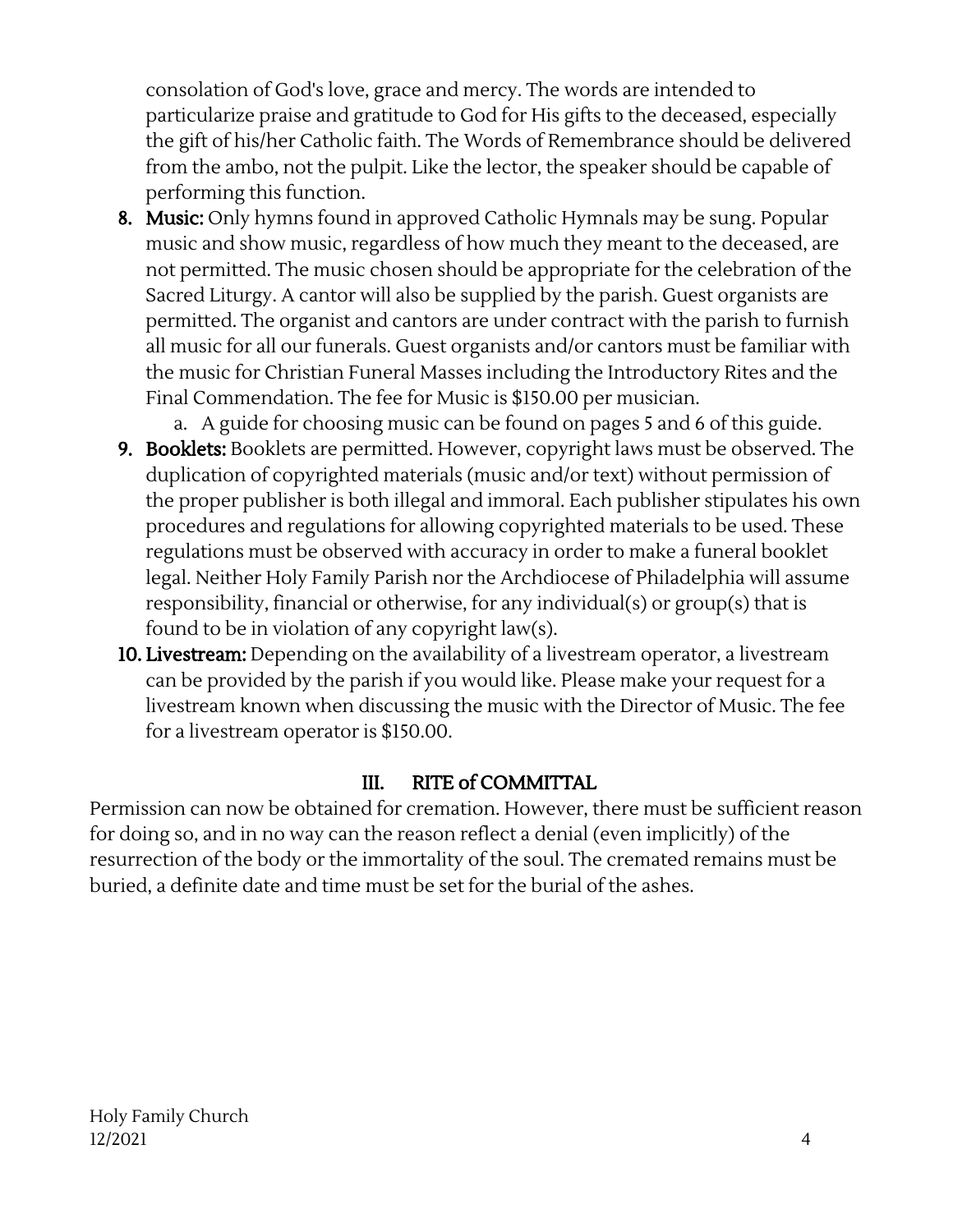consolation of God's love, grace and mercy. The words are intended to particularize praise and gratitude to God for His gifts to the deceased, especially the gift of his/her Catholic faith. The Words of Remembrance should be delivered from the ambo, not the pulpit. Like the lector, the speaker should be capable of performing this function.

8. **Music:** Only hymns found in approved Catholic Hymnals may be sung. Popular music and show music, regardless of how much they meant to the deceased, are not permitted. The music chosen should be appropriate for the celebration of the Sacred Liturgy. A cantor will also be supplied by the parish. Guest organists are permitted. The organist and cantors are under contract with the parish to furnish all music for all our funerals. Guest organists and/or cantors must be familiar with the music for Christian Funeral Masses including the Introductory Rites and the Final Commendation. The fee for Music is $150.00 per musician.
   a. A guide for choosing music can be found on pages 5 and 6 of this guide.
9. **Booklets:** Booklets are permitted. However, copyright laws must be observed. The duplication of copyrighted materials (music and/or text) without permission of the proper publisher is both illegal and immoral. Each publisher stipulates his own procedures and regulations for allowing copyrighted materials to be used. These regulations must be observed with accuracy in order to make a funeral booklet legal. Neither Holy Family Parish nor the Archdiocese of Philadelphia will assume responsibility, financial or otherwise, for any individual(s) or group(s) that is found to be in violation of any copyright law(s).
10. **Livestream:** Depending on the availability of a livestream operator, a livestream can be provided by the parish if you would like. Please make your request for a livestream known when discussing the music with the Director of Music. The fee for a livestream operator is $150.00.

## III. RITE of COMMITTAL

Permission can now be obtained for cremation. However, there must be sufficient reason for doing so, and in no way can the reason reflect a denial (even implicitly) of the resurrection of the body or the immortality of the soul. The cremated remains must be buried, a definite date and time must be set for the burial of the ashes.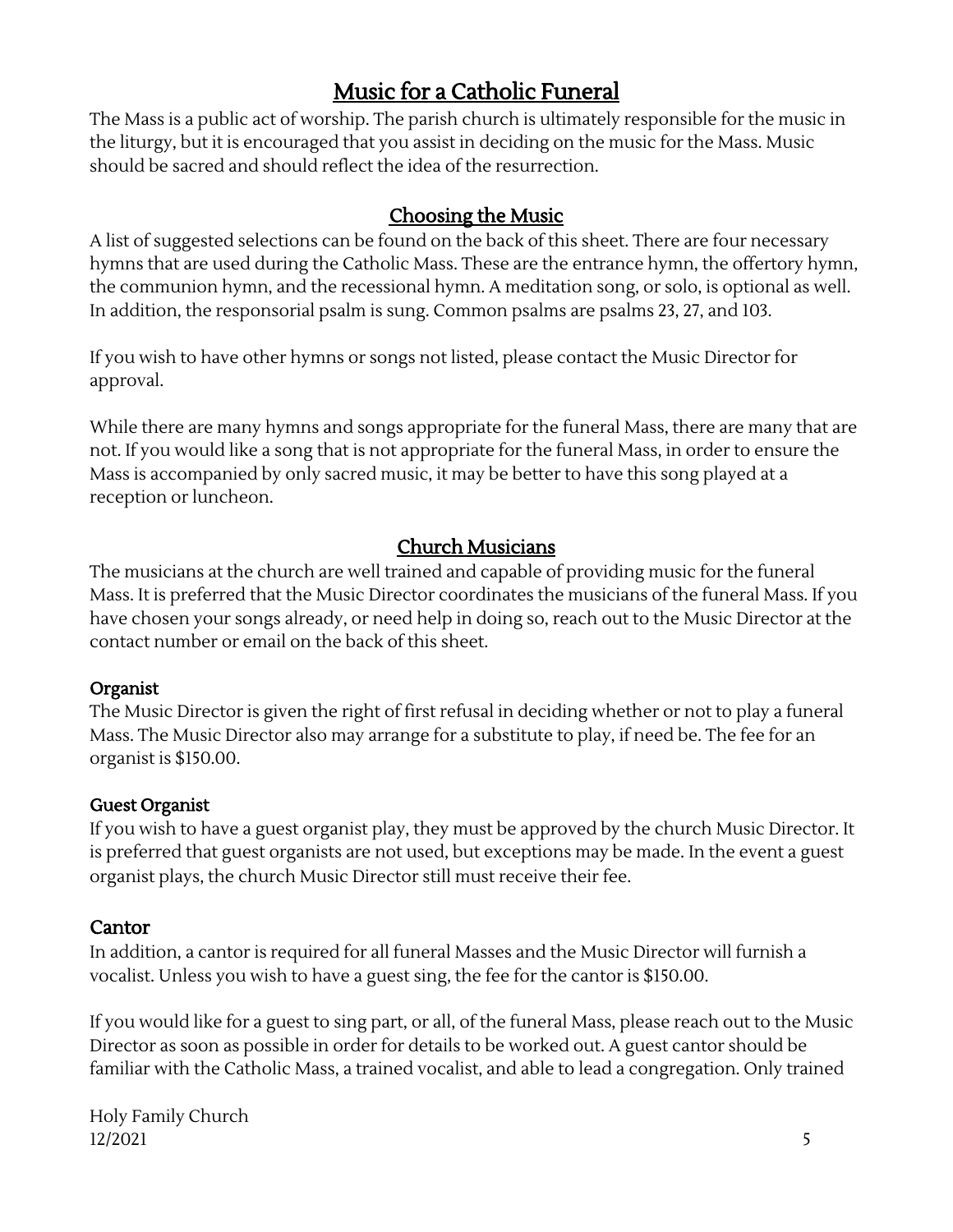# Music for a Catholic Funeral

The Mass is a public act of worship. The parish church is ultimately responsible for the music in the liturgy, but it is encouraged that you assist in deciding on the music for the Mass. Music should be sacred and should reflect the idea of the resurrection.

## Choosing the Music

A list of suggested selections can be found on the back of this sheet. There are four necessary hymns that are used during the Catholic Mass. These are the entrance hymn, the offertory hymn, the communion hymn, and the recessional hymn. A meditation song, or solo, is optional as well. In addition, the responsorial psalm is sung. Common psalms are psalms 23, 27, and 103.

If you wish to have other hymns or songs not listed, please contact the Music Director for approval.

While there are many hymns and songs appropriate for the funeral Mass, there are many that are not. If you would like a song that is not appropriate for the funeral Mass, in order to ensure the Mass is accompanied by only sacred music, it may be better to have this song played at a reception or luncheon.

## Church Musicians

The musicians at the church are well trained and capable of providing music for the funeral Mass. It is preferred that the Music Director coordinates the musicians of the funeral Mass. If you have chosen your songs already, or need help in doing so, reach out to the Music Director at the contact number or email on the back of this sheet.

### Organist

The Music Director is given the right of first refusal in deciding whether or not to play a funeral Mass. The Music Director also may arrange for a substitute to play, if need be. The fee for an organist is $150.00.

### Guest Organist

If you wish to have a guest organist play, they must be approved by the church Music Director. It is preferred that guest organists are not used, but exceptions may be made. In the event a guest organist plays, the church Music Director still must receive their fee.

### Cantor

In addition, a cantor is required for all funeral Masses and the Music Director will furnish a vocalist. Unless you wish to have a guest sing, the fee for the cantor is $150.00.

If you would like for a guest to sing part, or all, of the funeral Mass, please reach out to the Music Director as soon as possible in order for details to be worked out. A guest cantor should be familiar with the Catholic Mass, a trained vocalist, and able to lead a congregation. Only trained

Holy Family Church
12/2021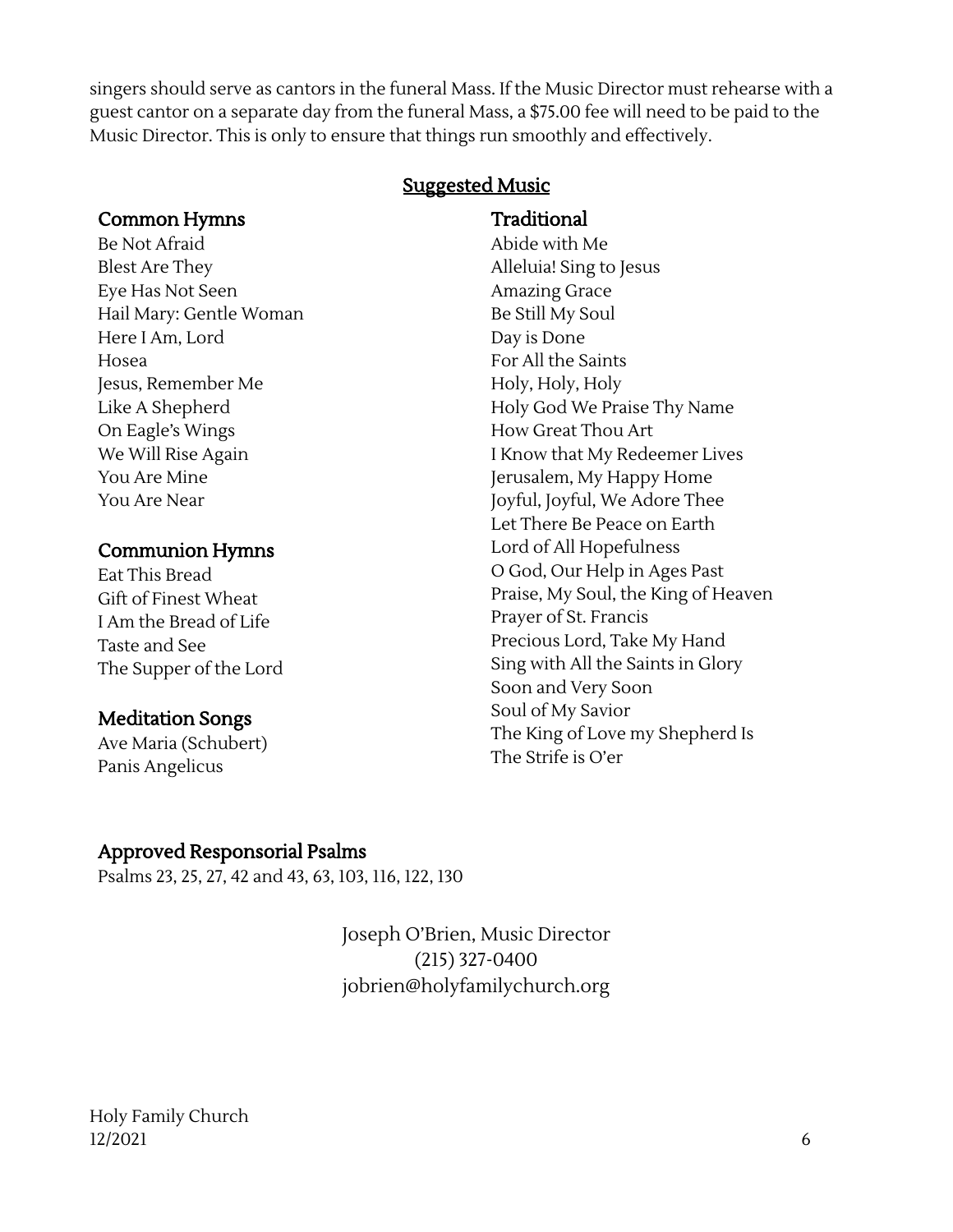singers should serve as cantors in the funeral Mass. If the Music Director must rehearse with a guest cantor on a separate day from the funeral Mass, a $75.00 fee will need to be paid to the Music Director. This is only to ensure that things run smoothly and effectively.

## Suggested Music

### Common Hymns

Be Not Afraid
Blest Are They
Eye Has Not Seen
Hail Mary: Gentle Woman
Here I Am, Lord
Hosea
Jesus, Remember Me
Like A Shepherd
On Eagle's Wings
We Will Rise Again
You Are Mine
You Are Near

### Communion Hymns

Eat This Bread
Gift of Finest Wheat
I Am the Bread of Life
Taste and See
The Supper of the Lord

### Meditation Songs

Ave Maria (Schubert)
Panis Angelicus

### Traditional

Abide with Me
Alleluia! Sing to Jesus
Amazing Grace
Be Still My Soul
Day is Done
For All the Saints
Holy, Holy, Holy
Holy God We Praise Thy Name
How Great Thou Art
I Know that My Redeemer Lives
Jerusalem, My Happy Home
Joyful, Joyful, We Adore Thee
Let There Be Peace on Earth
Lord of All Hopefulness
O God, Our Help in Ages Past
Praise, My Soul, the King of Heaven
Prayer of St. Francis
Precious Lord, Take My Hand
Sing with All the Saints in Glory
Soon and Very Soon
Soul of My Savior
The King of Love my Shepherd Is
The Strife is O'er

### Approved Responsorial Psalms

Psalms 23, 25, 27, 42 and 43, 63, 103, 116, 122, 130

Joseph O'Brien, Music Director
(215) 327-0400
jobrien@holyfamilychurch.org